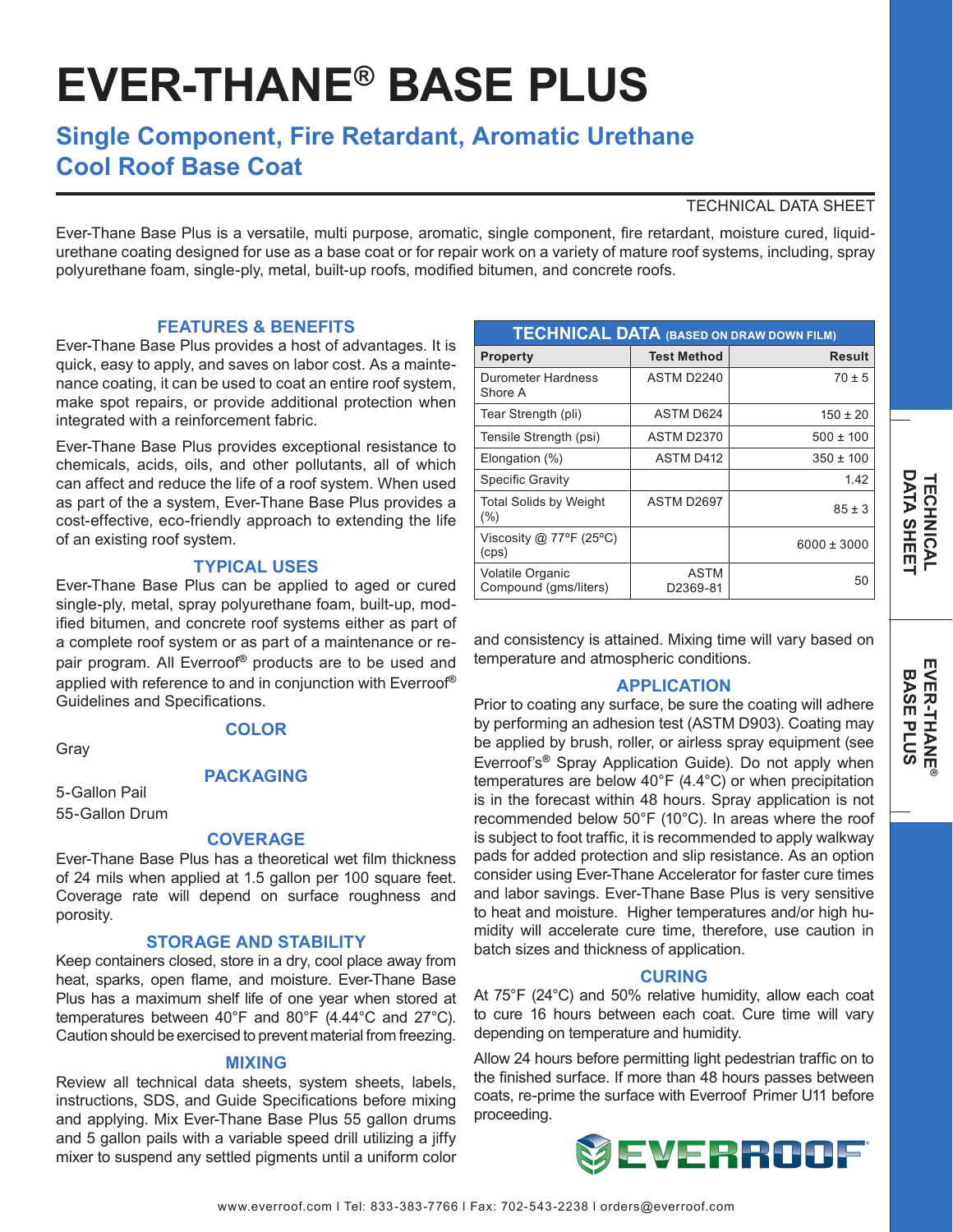# EVER-THANE® BASE PLUS

## Single Component, Fire Retardant, Aromatic Urethane Cool Roof Base Coat

TECHNICAL DATA SHEET

Ever-Thane Base Plus is a versatile, multi purpose, aromatic, single component, fire retardant, moisture cured, liquid-urethane coating designed for use as a base coat or for repair work on a variety of mature roof systems, including, spray polyurethane foam, single-ply, metal, built-up roofs, modified bitumen, and concrete roofs.

### FEATURES & BENEFITS

Ever-Thane Base Plus provides a host of advantages. It is quick, easy to apply, and saves on labor cost. As a maintenance coating, it can be used to coat an entire roof system, make spot repairs, or provide additional protection when integrated with a reinforcement fabric.

Ever-Thane Base Plus provides exceptional resistance to chemicals, acids, oils, and other pollutants, all of which can affect and reduce the life of a roof system. When used as part of the a system, Ever-Thane Base Plus provides a cost-effective, eco-friendly approach to extending the life of an existing roof system.

### TYPICAL USES

Ever-Thane Base Plus can be applied to aged or cured single-ply, metal, spray polyurethane foam, built-up, modified bitumen, and concrete roof systems either as part of a complete roof system or as part of a maintenance or repair program. All Everroof® products are to be used and applied with reference to and in conjunction with Everroof® Guidelines and Specifications.

### COLOR

Gray

### PACKAGING

5-Gallon Pail
55-Gallon Drum

### COVERAGE

Ever-Thane Base Plus has a theoretical wet film thickness of 24 mils when applied at 1.5 gallon per 100 square feet. Coverage rate will depend on surface roughness and porosity.

### STORAGE AND STABILITY

Keep containers closed, store in a dry, cool place away from heat, sparks, open flame, and moisture. Ever-Thane Base Plus has a maximum shelf life of one year when stored at temperatures between 40°F and 80°F (4.44°C and 27°C). Caution should be exercised to prevent material from freezing.

### MIXING

Review all technical data sheets, system sheets, labels, instructions, SDS, and Guide Specifications before mixing and applying. Mix Ever-Thane Base Plus 55 gallon drums and 5 gallon pails with a variable speed drill utilizing a jiffy mixer to suspend any settled pigments until a uniform color and consistency is attained. Mixing time will vary based on temperature and atmospheric conditions.

### TECHNICAL DATA (BASED ON DRAW DOWN FILM)

| Property | Test Method | Result |
|---|---|---|
| Durometer Hardness Shore A | ASTM D2240 | 70 ± 5 |
| Tear Strength (pli) | ASTM D624 | 150 ± 20 |
| Tensile Strength (psi) | ASTM D2370 | 500 ± 100 |
| Elongation (%) | ASTM D412 | 350 ± 100 |
| Specific Gravity | | 1.42 |
| Total Solids by Weight (%) | ASTM D2697 | 85 ± 3 |
| Viscosity @ 77ºF (25ºC) (cps) | | 6000 ± 3000 |
| Volatile Organic Compound (gms/liters) | ASTM D2369-81 | 50 |

### APPLICATION

Prior to coating any surface, be sure the coating will adhere by performing an adhesion test (ASTM D903). Coating may be applied by brush, roller, or airless spray equipment (see Everroof's® Spray Application Guide). Do not apply when temperatures are below 40°F (4.4°C) or when precipitation is in the forecast within 48 hours. Spray application is not recommended below 50°F (10°C). In areas where the roof is subject to foot traffic, it is recommended to apply walkway pads for added protection and slip resistance. As an option consider using Ever-Thane Accelerator for faster cure times and labor savings. Ever-Thane Base Plus is very sensitive to heat and moisture. Higher temperatures and/or high humidity will accelerate cure time, therefore, use caution in batch sizes and thickness of application.

### CURING

At 75°F (24°C) and 50% relative humidity, allow each coat to cure 16 hours between each coat. Cure time will vary depending on temperature and humidity.

Allow 24 hours before permitting light pedestrian traffic on to the finished surface. If more than 48 hours passes between coats, re-prime the surface with Everroof Primer U11 before proceeding.

www.everroof.com | Tel: 833-383-7766 | Fax: 702-543-2238 | orders@everroof.com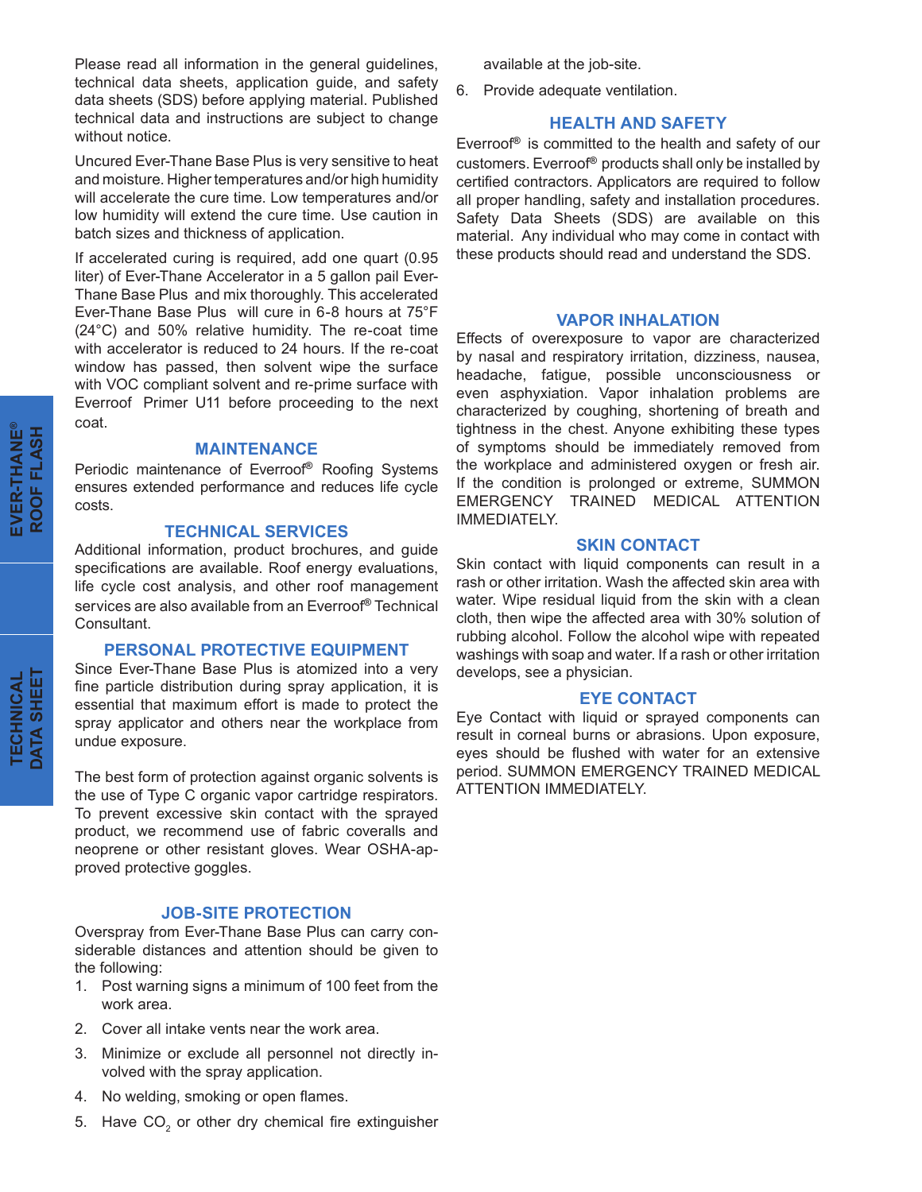Please read all information in the general guidelines, technical data sheets, application guide, and safety data sheets (SDS) before applying material. Published technical data and instructions are subject to change without notice.

Uncured Ever-Thane Base Plus is very sensitive to heat and moisture. Higher temperatures and/or high humidity will accelerate the cure time. Low temperatures and/or low humidity will extend the cure time. Use caution in batch sizes and thickness of application.

If accelerated curing is required, add one quart (0.95 liter) of Ever-Thane Accelerator in a 5 gallon pail Ever-Thane Base Plus and mix thoroughly. This accelerated Ever-Thane Base Plus will cure in 6-8 hours at 75°F (24°C) and 50% relative humidity. The re-coat time with accelerator is reduced to 24 hours. If the re-coat window has passed, then solvent wipe the surface with VOC compliant solvent and re-prime surface with Everroof Primer U11 before proceeding to the next coat.

## MAINTENANCE

Periodic maintenance of Everroof® Roofing Systems ensures extended performance and reduces life cycle costs.

## TECHNICAL SERVICES

Additional information, product brochures, and guide specifications are available. Roof energy evaluations, life cycle cost analysis, and other roof management services are also available from an Everroof® Technical Consultant.

## PERSONAL PROTECTIVE EQUIPMENT

Since Ever-Thane Base Plus is atomized into a very fine particle distribution during spray application, it is essential that maximum effort is made to protect the spray applicator and others near the workplace from undue exposure.

The best form of protection against organic solvents is the use of Type C organic vapor cartridge respirators. To prevent excessive skin contact with the sprayed product, we recommend use of fabric coveralls and neoprene or other resistant gloves. Wear OSHA-approved protective goggles.

## JOB-SITE PROTECTION

Overspray from Ever-Thane Base Plus can carry considerable distances and attention should be given to the following:

1. Post warning signs a minimum of 100 feet from the work area.
2. Cover all intake vents near the work area.
3. Minimize or exclude all personnel not directly involved with the spray application.
4. No welding, smoking or open flames.
5. Have $CO_2$ or other dry chemical fire extinguisher available at the job-site.
6. Provide adequate ventilation.

## HEALTH AND SAFETY

Everroof® is committed to the health and safety of our customers. Everroof® products shall only be installed by certified contractors. Applicators are required to follow all proper handling, safety and installation procedures. Safety Data Sheets (SDS) are available on this material. Any individual who may come in contact with these products should read and understand the SDS.

## VAPOR INHALATION

Effects of overexposure to vapor are characterized by nasal and respiratory irritation, dizziness, nausea, headache, fatigue, possible unconsciousness or even asphyxiation. Vapor inhalation problems are characterized by coughing, shortening of breath and tightness in the chest. Anyone exhibiting these types of symptoms should be immediately removed from the workplace and administered oxygen or fresh air. If the condition is prolonged or extreme, SUMMON EMERGENCY TRAINED MEDICAL ATTENTION IMMEDIATELY.

## SKIN CONTACT

Skin contact with liquid components can result in a rash or other irritation. Wash the affected skin area with water. Wipe residual liquid from the skin with a clean cloth, then wipe the affected area with 30% solution of rubbing alcohol. Follow the alcohol wipe with repeated washings with soap and water. If a rash or other irritation develops, see a physician.

## EYE CONTACT

Eye Contact with liquid or sprayed components can result in corneal burns or abrasions. Upon exposure, eyes should be flushed with water for an extensive period. SUMMON EMERGENCY TRAINED MEDICAL ATTENTION IMMEDIATELY.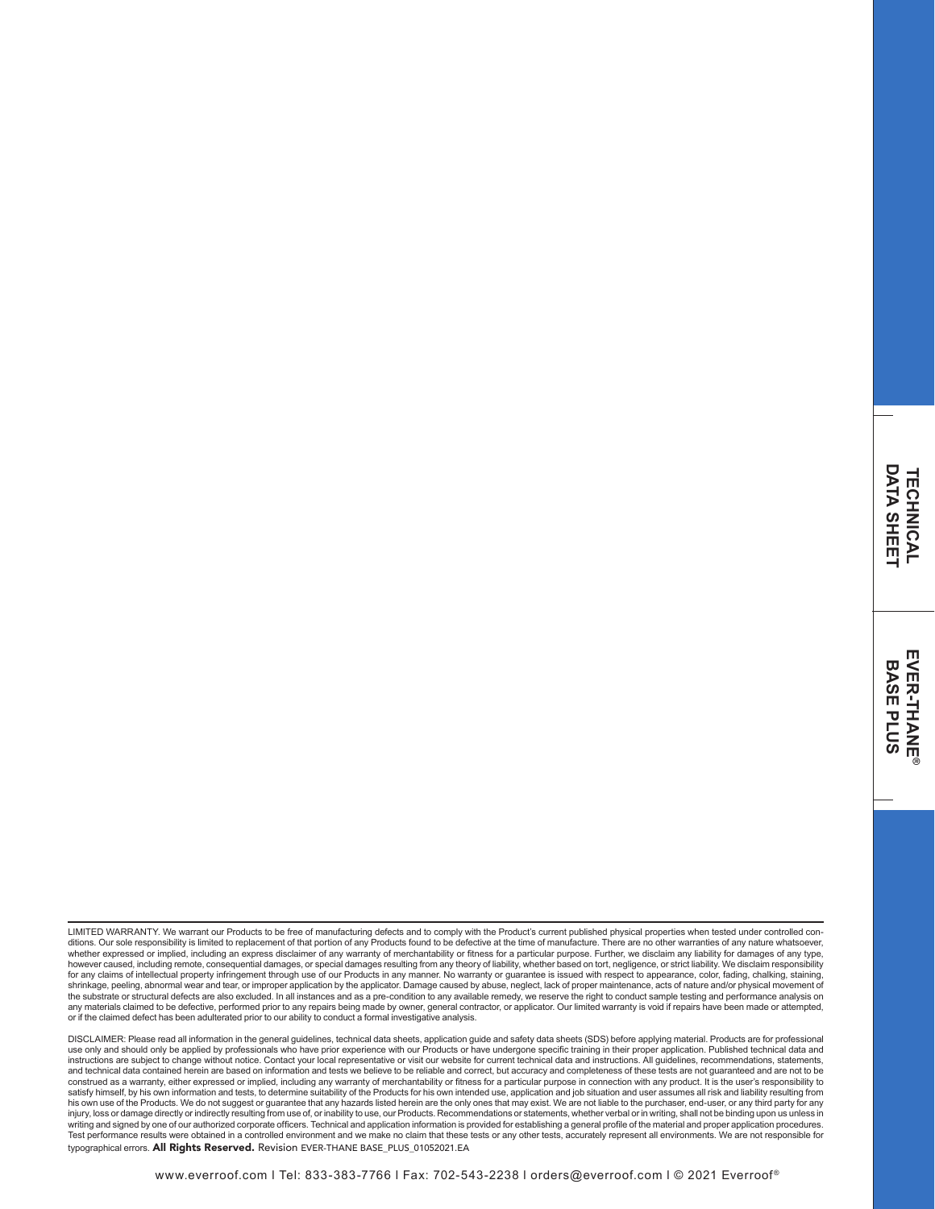LIMITED WARRANTY. We warrant our Products to be free of manufacturing defects and to comply with the Product's current published physical properties when tested under controlled conditions. Our sole responsibility is limited to replacement of that portion of any Products found to be defective at the time of manufacture. There are no other warranties of any nature whatsoever, whether expressed or implied, including an express disclaimer of any warranty of merchantability or fitness for a particular purpose. Further, we disclaim any liability for damages of any type, however caused, including remote, consequential damages, or special damages resulting from any theory of liability, whether based on tort, negligence, or strict liability. We disclaim responsibility for any claims of intellectual property infringement through use of our Products in any manner. No warranty or guarantee is issued with respect to appearance, color, fading, chalking, staining, shrinkage, peeling, abnormal wear and tear, or improper application by the applicator. Damage caused by abuse, neglect, lack of proper maintenance, acts of nature and/or physical movement of the substrate or structural defects are also excluded. In all instances and as a pre-condition to any available remedy, we reserve the right to conduct sample testing and performance analysis on any materials claimed to be defective, performed prior to any repairs being made by owner, general contractor, or applicator. Our limited warranty is void if repairs have been made or attempted, or if the claimed defect has been adulterated prior to our ability to conduct a formal investigative analysis.

DISCLAIMER: Please read all information in the general guidelines, technical data sheets, application guide and safety data sheets (SDS) before applying material. Products are for professional use only and should only be applied by professionals who have prior experience with our Products or have undergone specific training in their proper application. Published technical data and instructions are subject to change without notice. Contact your local representative or visit our website for current technical data and instructions. All guidelines, recommendations, statements, and technical data contained herein are based on information and tests we believe to be reliable and correct, but accuracy and completeness of these tests are not guaranteed and are not to be construed as a warranty, either expressed or implied, including any warranty of merchantability or fitness for a particular purpose in connection with any product. It is the user's responsibility to satisfy himself, by his own information and tests, to determine suitability of the Products for his own intended use, application and job situation and user assumes all risk and liability resulting from his own use of the Products. We do not suggest or guarantee that any hazards listed herein are the only ones that may exist. We are not liable to the purchaser, end-user, or any third party for any injury, loss or damage directly or indirectly resulting from use of, or inability to use, our Products. Recommendations or statements, whether verbal or in writing, shall not be binding upon us unless in writing and signed by one of our authorized corporate officers. Technical and application information is provided for establishing a general profile of the material and proper application procedures. Test performance results were obtained in a controlled environment and we make no claim that these tests or any other tests, accurately represent all environments. We are not responsible for typographical errors. **All Rights Reserved.** Revision EVER-THANE BASE_PLUS_01052021.EA

www.everroof.com I Tel: 833-383-7766 I Fax: 702-543-2238 I orders@everroof.com I © 2021 Everroof®